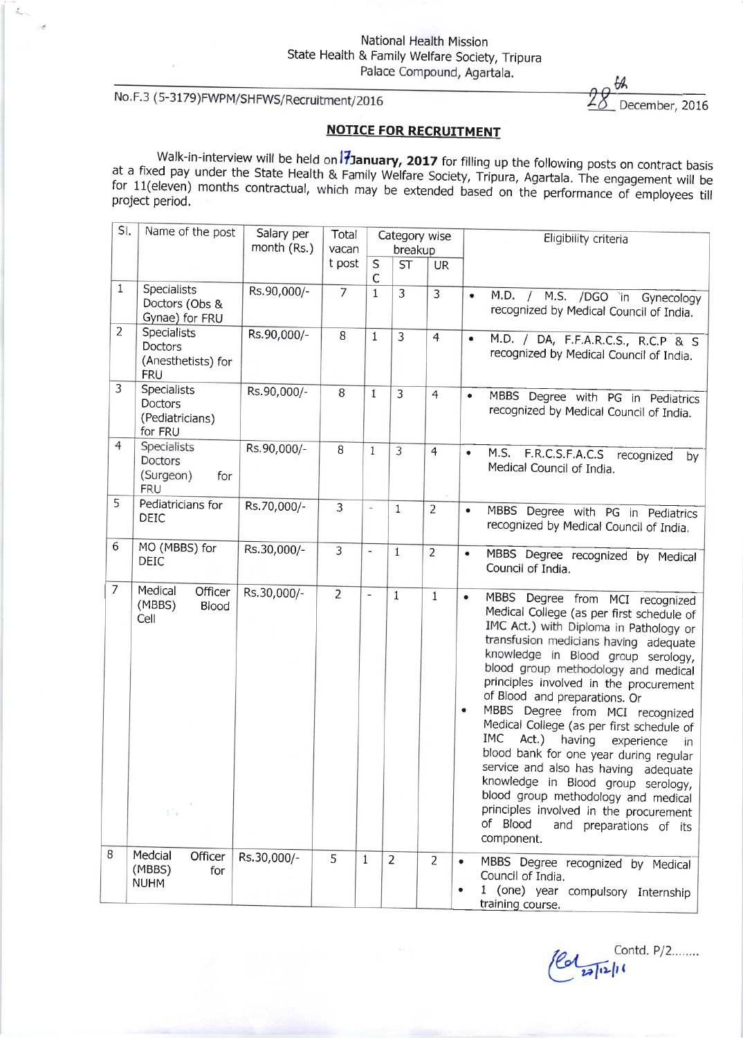National Health Mission
State Health & Family Welfare Society, Tripura
Palace Compound, Agartala.

No.F.3 (5-3179)FWPM/SHFWS/Recruitment/2016 28th December, 2016

## NOTICE FOR RECRUITMENT

Walk-in-interview will be held on 17 **January, 2017** for filling up the following posts on contract basis at a fixed pay under the State Health & Family Welfare Society, Tripura, Agartala. The engagement will be for 11(eleven) months contractual, which may be extended based on the performance of employees till project period.

| Sl. | Name of the post | Salary per month (Rs.) | Total vacant post | Category wise breakup | | | Eligibility criteria |
|---|---|---|---|---|---|---|---|
| | | | | SC | ST | UR | |
| 1 | Specialists Doctors (Obs & Gynae) for FRU | Rs.90,000/- | 7 | 1 | 3 | 3 | • M.D. / M.S. /DGO in Gynecology recognized by Medical Council of India. |
| 2 | Specialists Doctors (Anesthetists) for FRU | Rs.90,000/- | 8 | 1 | 3 | 4 | • M.D. / DA, F.F.A.R.C.S., R.C.P & S recognized by Medical Council of India. |
| 3 | Specialists Doctors (Pediatricians) for FRU | Rs.90,000/- | 8 | 1 | 3 | 4 | • MBBS Degree with PG in Pediatrics recognized by Medical Council of India. |
| 4 | Specialists Doctors (Surgeon) for FRU | Rs.90,000/- | 8 | 1 | 3 | 4 | • M.S. F.R.C.S.F.A.C.S recognized by Medical Council of India. |
| 5 | Pediatricians for DEIC | Rs.70,000/- | 3 | - | 1 | 2 | • MBBS Degree with PG in Pediatrics recognized by Medical Council of India. |
| 6 | MO (MBBS) for DEIC | Rs.30,000/- | 3 | - | 1 | 2 | • MBBS Degree recognized by Medical Council of India. |
| 7 | Medical Officer (MBBS) Blood Cell | Rs.30,000/- | 2 | - | 1 | 1 | • MBBS Degree from MCI recognized Medical College (as per first schedule of IMC Act.) with Diploma in Pathology or transfusion medicians having adequate knowledge in Blood group serology, blood group methodology and medical principles involved in the procurement of Blood and preparations. Or<br>• MBBS Degree from MCI recognized Medical College (as per first schedule of IMC Act.) having experience in blood bank for one year during regular service and also has having adequate knowledge in Blood group serology, blood group methodology and medical principles involved in the procurement of Blood and preparations of its component. |
| 8 | Medcial Officer (MBBS) for NUHM | Rs.30,000/- | 5 | 1 | 2 | 2 | • MBBS Degree recognized by Medical Council of India.<br>• 1 (one) year compulsory Internship training course. |

Contd. P/2........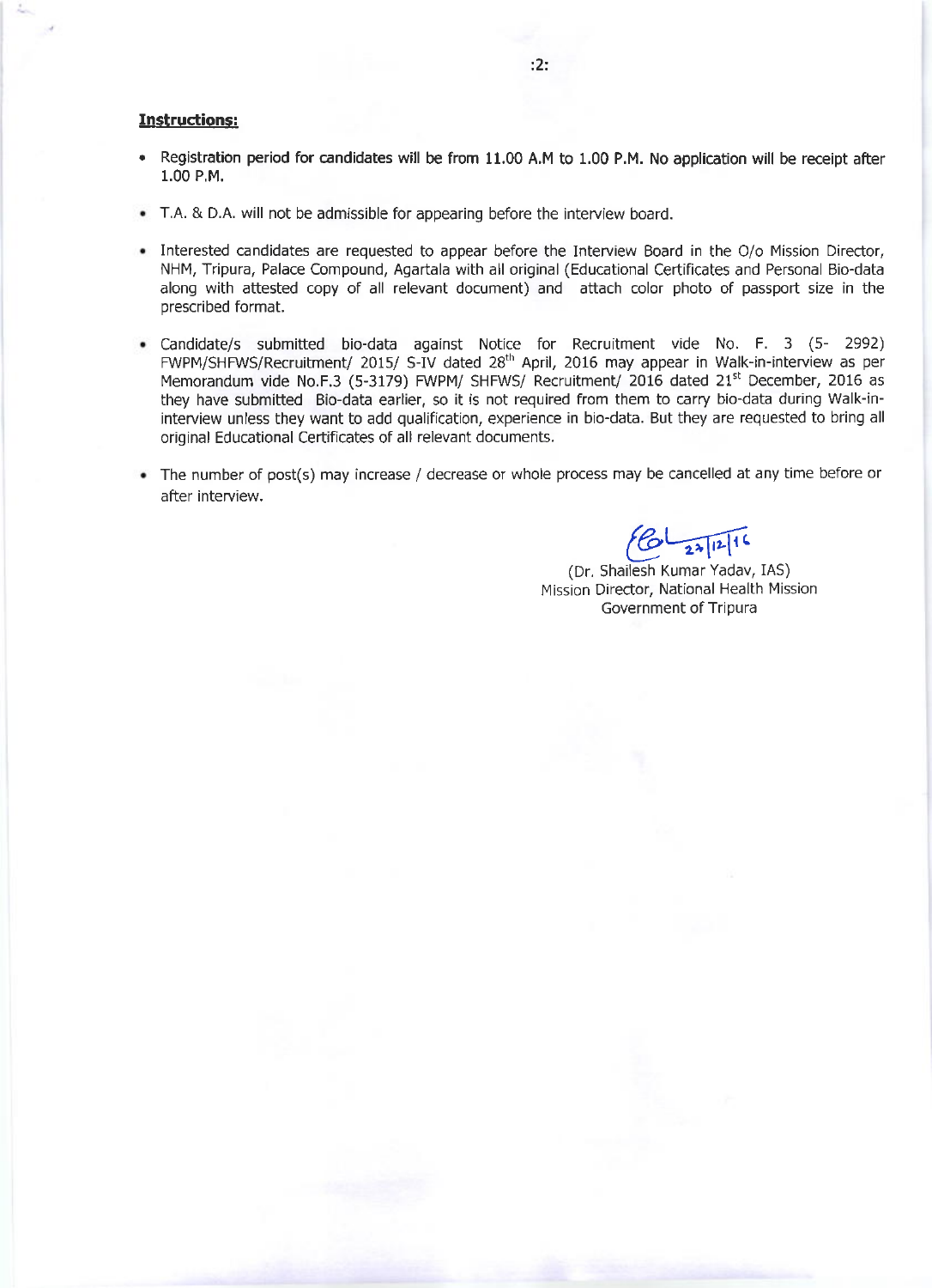**Instructions:**

- Registration period for candidates will be from 11.00 A.M to 1.00 P.M. No application will be receipt after 1.00 P.M.

- T.A. & D.A. will not be admissible for appearing before the interview board.

- Interested candidates are requested to appear before the Interview Board in the O/o Mission Director, NHM, Tripura, Palace Compound, Agartala with all original (Educational Certificates and Personal Bio-data along with attested copy of all relevant document) and attach color photo of passport size in the prescribed format.

- Candidate/s submitted bio-data against Notice for Recruitment vide No. F. 3 (5- 2992) FWPM/SHFWS/Recruitment/ 2015/ S-IV dated 28th April, 2016 may appear in Walk-in-interview as per Memorandum vide No.F.3 (5-3179) FWPM/ SHFWS/ Recruitment/ 2016 dated 21st December, 2016 as they have submitted Bio-data earlier, so it is not required from them to carry bio-data during Walk-in-interview unless they want to add qualification, experience in bio-data. But they are requested to bring all original Educational Certificates of all relevant documents.

- The number of post(s) may increase / decrease or whole process may be cancelled at any time before or after interview.

23/12/16

(Dr. Shailesh Kumar Yadav, IAS)
Mission Director, National Health Mission
Government of Tripura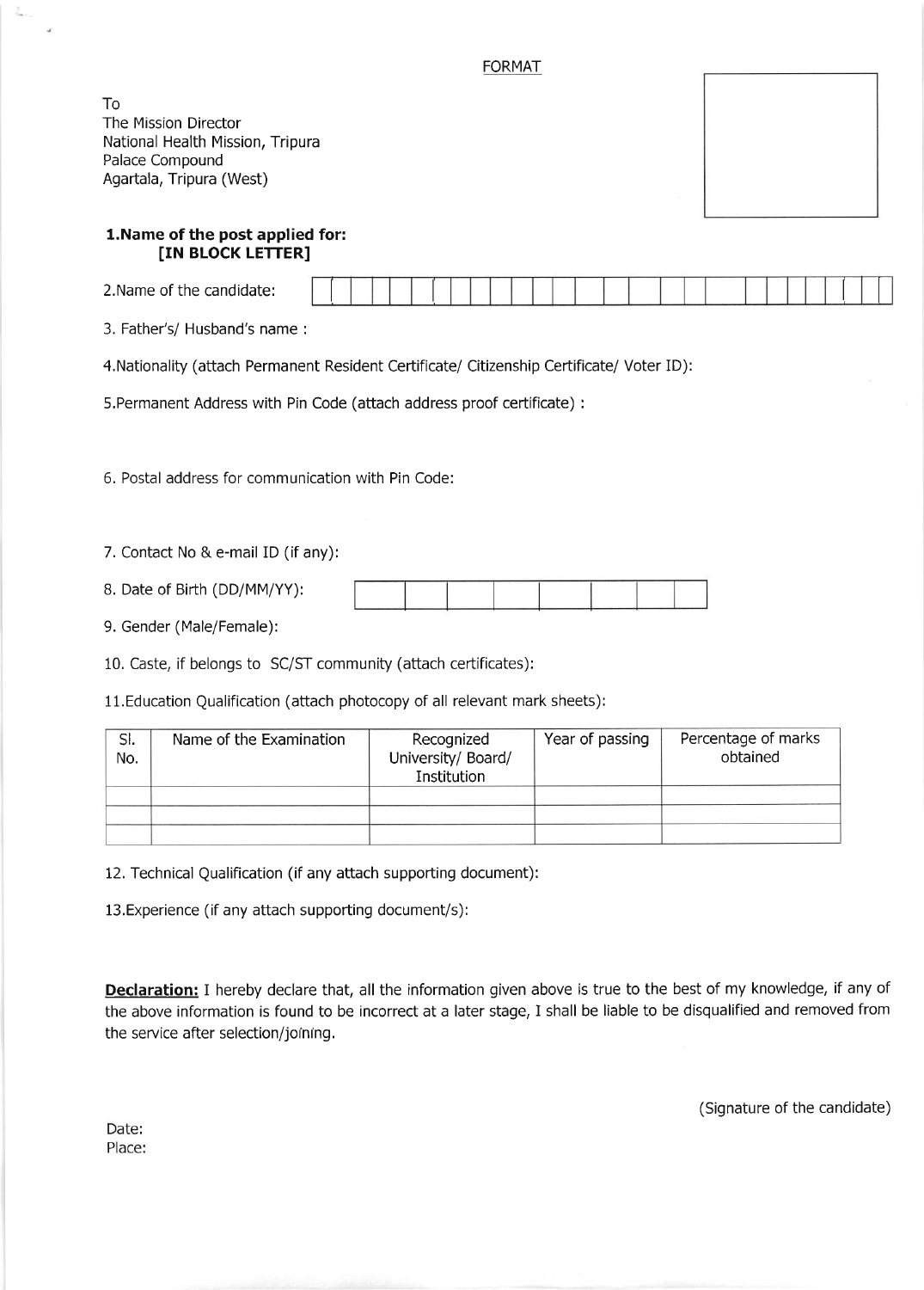FORMAT

To
The Mission Director
National Health Mission, Tripura
Palace Compound
Agartala, Tripura (West)

**1.Name of the post applied for:**
**[IN BLOCK LETTER]**

2.Name of the candidate:

3. Father's/ Husband's name :

4.Nationality (attach Permanent Resident Certificate/ Citizenship Certificate/ Voter ID):

5.Permanent Address with Pin Code (attach address proof certificate) :

6. Postal address for communication with Pin Code:

7. Contact No & e-mail ID (if any):

8. Date of Birth (DD/MM/YY):

9. Gender (Male/Female):

10. Caste, if belongs to SC/ST community (attach certificates):

11.Education Qualification (attach photocopy of all relevant mark sheets):

| Sl. No. | Name of the Examination | Recognized University/ Board/ Institution | Year of passing | Percentage of marks obtained |
|---|---|---|---|---|
| | | | | |
| | | | | |
| | | | | |

12. Technical Qualification (if any attach supporting document):

13.Experience (if any attach supporting document/s):

**Declaration:** I hereby declare that, all the information given above is true to the best of my knowledge, if any of the above information is found to be incorrect at a later stage, I shall be liable to be disqualified and removed from the service after selection/joining.

(Signature of the candidate)

Date:
Place: